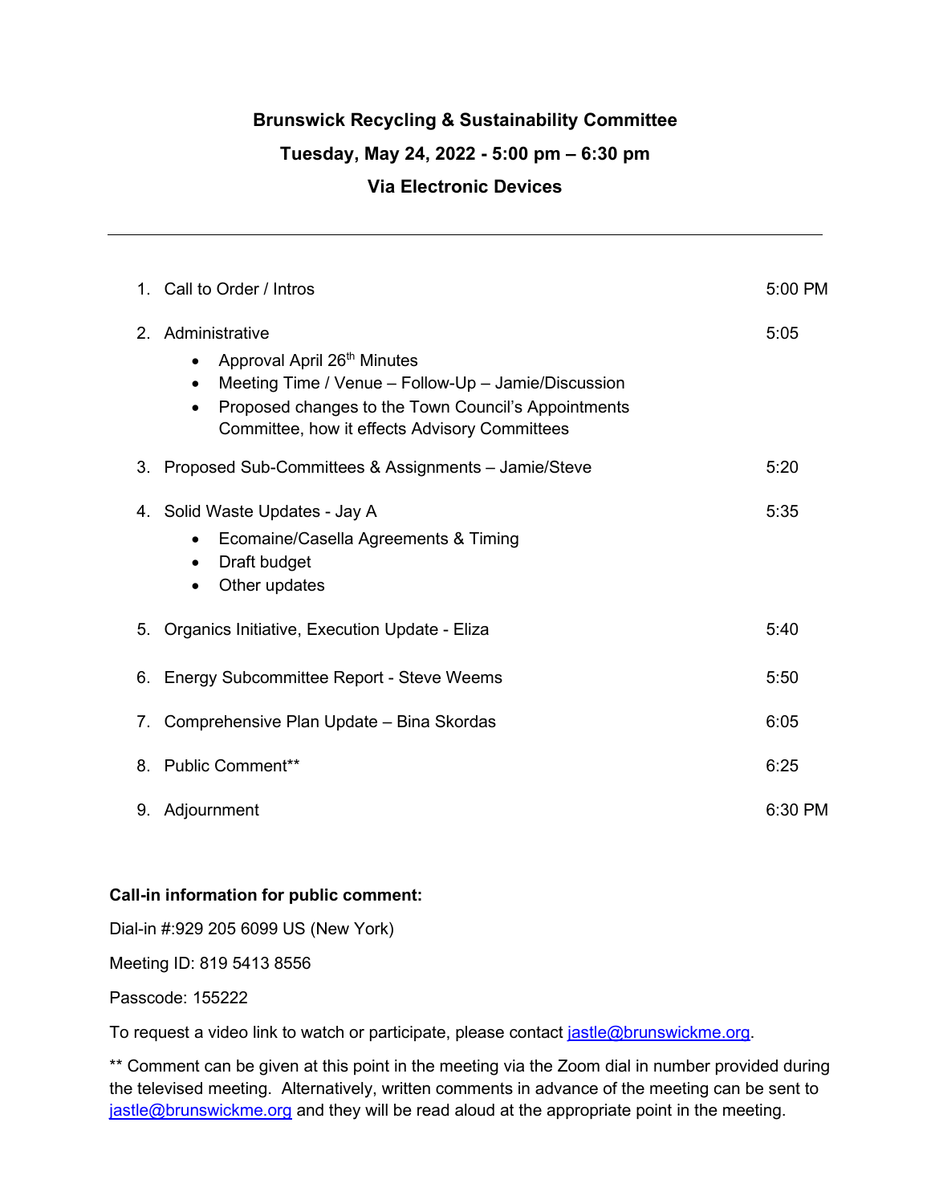**Brunswick Recycling & Sustainability Committee**

**Tuesday, May 24, 2022 - 5:00 pm – 6:30 pm**

**Via Electronic Devices**

---

| | |
|---|---|
| 1. Call to Order / Intros | 5:00 PM |
| 2. Administrative<br>• Approval April 26th Minutes<br>• Meeting Time / Venue – Follow-Up – Jamie/Discussion<br>• Proposed changes to the Town Council's Appointments Committee, how it effects Advisory Committees | 5:05 |
| 3. Proposed Sub-Committees & Assignments – Jamie/Steve | 5:20 |
| 4. Solid Waste Updates - Jay A<br>• Ecomaine/Casella Agreements & Timing<br>• Draft budget<br>• Other updates | 5:35 |
| 5. Organics Initiative, Execution Update - Eliza | 5:40 |
| 6. Energy Subcommittee Report - Steve Weems | 5:50 |
| 7. Comprehensive Plan Update – Bina Skordas | 6:05 |
| 8. Public Comment** | 6:25 |
| 9. Adjournment | 6:30 PM |

**Call-in information for public comment:**

Dial-in #:929 205 6099 US (New York)

Meeting ID: 819 5413 8556

Passcode: 155222

To request a video link to watch or participate, please contact jastle@brunswickme.org.

** Comment can be given at this point in the meeting via the Zoom dial in number provided during the televised meeting. Alternatively, written comments in advance of the meeting can be sent to jastle@brunswickme.org and they will be read aloud at the appropriate point in the meeting.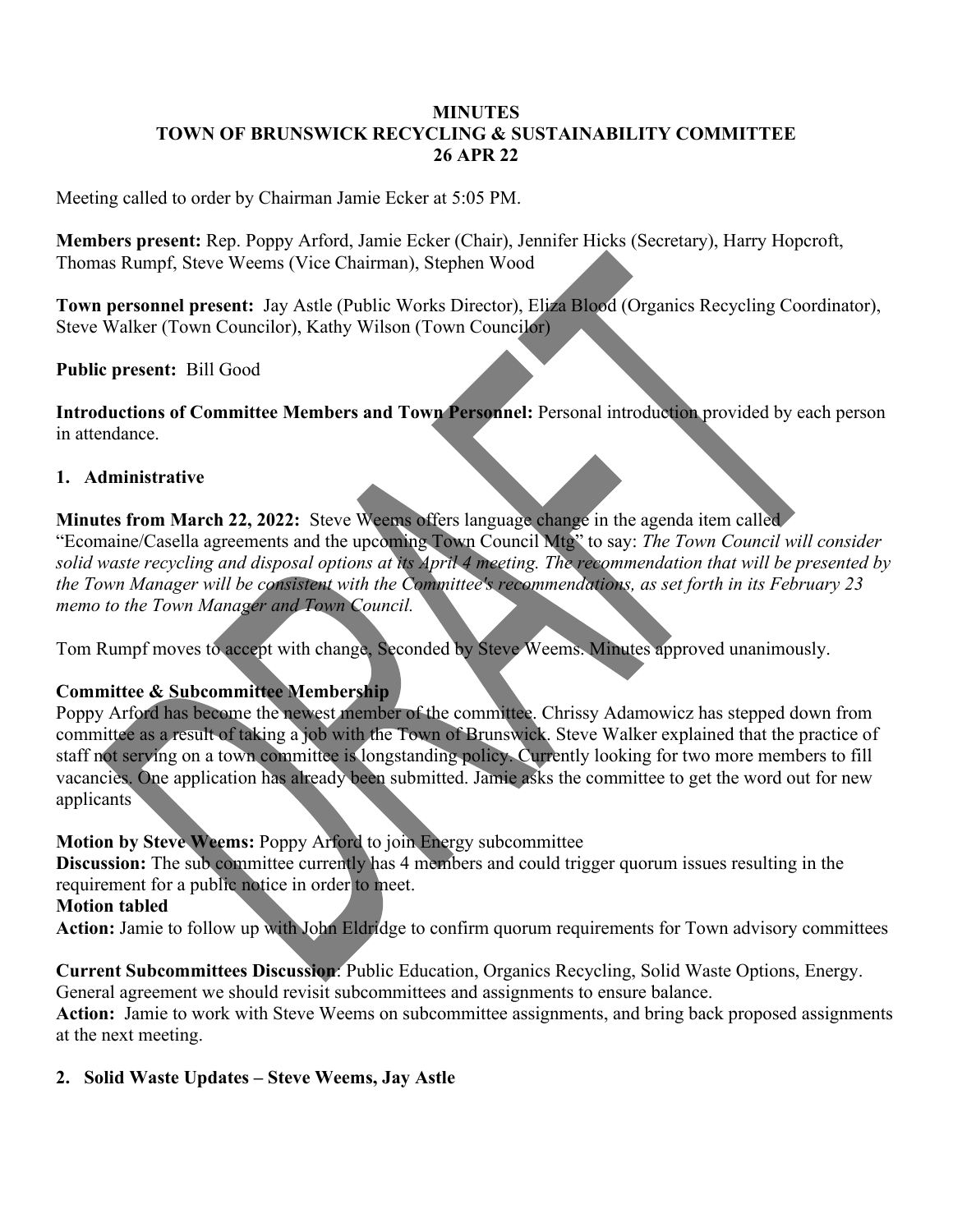**MINUTES**
**TOWN OF BRUNSWICK RECYCLING & SUSTAINABILITY COMMITTEE**
**26 APR 22**

Meeting called to order by Chairman Jamie Ecker at 5:05 PM.

**Members present:** Rep. Poppy Arford, Jamie Ecker (Chair), Jennifer Hicks (Secretary), Harry Hopcroft, Thomas Rumpf, Steve Weems (Vice Chairman), Stephen Wood

**Town personnel present:** Jay Astle (Public Works Director), Eliza Blood (Organics Recycling Coordinator), Steve Walker (Town Councilor), Kathy Wilson (Town Councilor)

**Public present:** Bill Good

**Introductions of Committee Members and Town Personnel:** Personal introduction provided by each person in attendance.

## 1. Administrative

**Minutes from March 22, 2022:** Steve Weems offers language change in the agenda item called "Ecomaine/Casella agreements and the upcoming Town Council Mtg" to say: *The Town Council will consider solid waste recycling and disposal options at its April 4 meeting. The recommendation that will be presented by the Town Manager will be consistent with the Committee's recommendations, as set forth in its February 23 memo to the Town Manager and Town Council.*

Tom Rumpf moves to accept with change, Seconded by Steve Weems. Minutes approved unanimously.

**Committee & Subcommittee Membership**
Poppy Arford has become the newest member of the committee. Chrissy Adamowicz has stepped down from committee as a result of taking a job with the Town of Brunswick. Steve Walker explained that the practice of staff not serving on a town committee is longstanding policy. Currently looking for two more members to fill vacancies. One application has already been submitted. Jamie asks the committee to get the word out for new applicants

**Motion by Steve Weems:** Poppy Arford to join Energy subcommittee
**Discussion:** The sub committee currently has 4 members and could trigger quorum issues resulting in the requirement for a public notice in order to meet.
**Motion tabled**
**Action:** Jamie to follow up with John Eldridge to confirm quorum requirements for Town advisory committees

**Current Subcommittees Discussion**: Public Education, Organics Recycling, Solid Waste Options, Energy. General agreement we should revisit subcommittees and assignments to ensure balance.
**Action:** Jamie to work with Steve Weems on subcommittee assignments, and bring back proposed assignments at the next meeting.

## 2. Solid Waste Updates – Steve Weems, Jay Astle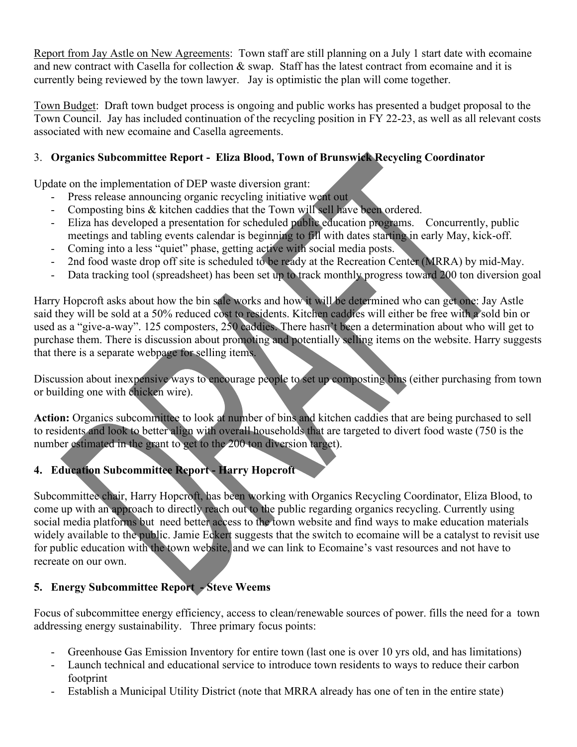Report from Jay Astle on New Agreements: Town staff are still planning on a July 1 start date with ecomaine and new contract with Casella for collection & swap. Staff has the latest contract from ecomaine and it is currently being reviewed by the town lawyer. Jay is optimistic the plan will come together.

Town Budget: Draft town budget process is ongoing and public works has presented a budget proposal to the Town Council. Jay has included continuation of the recycling position in FY 22-23, as well as all relevant costs associated with new ecomaine and Casella agreements.

3. **Organics Subcommittee Report - Eliza Blood, Town of Brunswick Recycling Coordinator**

Update on the implementation of DEP waste diversion grant:

- Press release announcing organic recycling initiative went out
- Composting bins & kitchen caddies that the Town will sell have been ordered.
- Eliza has developed a presentation for scheduled public education programs. Concurrently, public meetings and tabling events calendar is beginning to fill with dates starting in early May, kick-off.
- Coming into a less "quiet" phase, getting active with social media posts.
- 2nd food waste drop off site is scheduled to be ready at the Recreation Center (MRRA) by mid-May.
- Data tracking tool (spreadsheet) has been set up to track monthly progress toward 200 ton diversion goal

Harry Hopcroft asks about how the bin sale works and how it will be determined who can get one: Jay Astle said they will be sold at a 50% reduced cost to residents. Kitchen caddies will either be free with a sold bin or used as a "give-a-way". 125 composters, 250 caddies. There hasn't been a determination about who will get to purchase them. There is discussion about promoting and potentially selling items on the website. Harry suggests that there is a separate webpage for selling items.

Discussion about inexpensive ways to encourage people to set up composting bins (either purchasing from town or building one with chicken wire).

**Action:** Organics subcommittee to look at number of bins and kitchen caddies that are being purchased to sell to residents and look to better align with overall households that are targeted to divert food waste (750 is the number estimated in the grant to get to the 200 ton diversion target).

4. **Education Subcommittee Report - Harry Hopcroft**

Subcommittee chair, Harry Hopcroft, has been working with Organics Recycling Coordinator, Eliza Blood, to come up with an approach to directly reach out to the public regarding organics recycling. Currently using social media platforms but need better access to the town website and find ways to make education materials widely available to the public. Jamie Eckert suggests that the switch to ecomaine will be a catalyst to revisit use for public education with the town website, and we can link to Ecomaine's vast resources and not have to recreate on our own.

5. **Energy Subcommittee Report - Steve Weems**

Focus of subcommittee energy efficiency, access to clean/renewable sources of power. fills the need for a town addressing energy sustainability. Three primary focus points:

- Greenhouse Gas Emission Inventory for entire town (last one is over 10 yrs old, and has limitations)
- Launch technical and educational service to introduce town residents to ways to reduce their carbon footprint
- Establish a Municipal Utility District (note that MRRA already has one of ten in the entire state)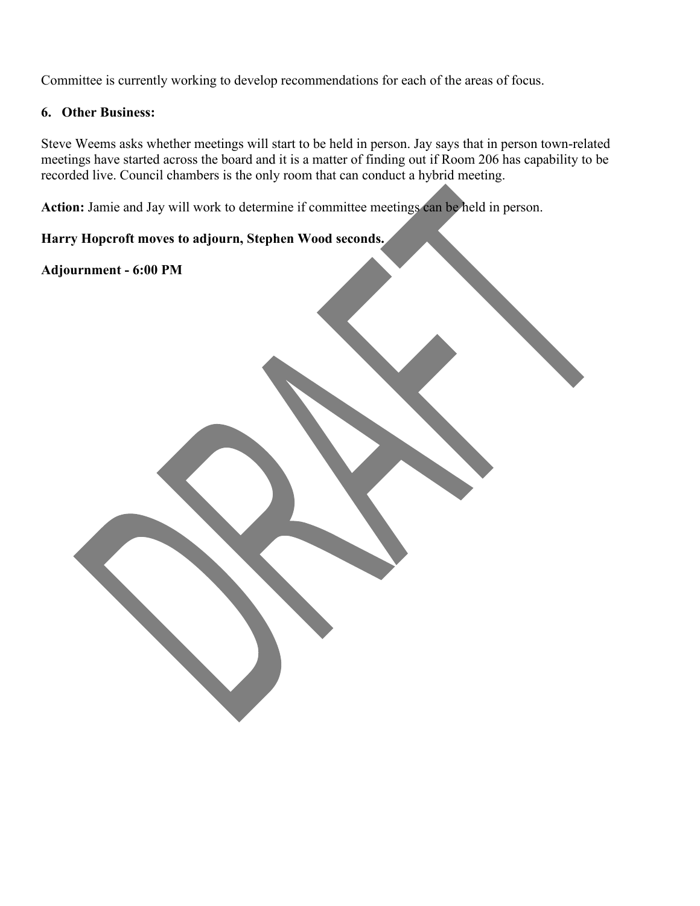Committee is currently working to develop recommendations for each of the areas of focus.

## 6. Other Business:

Steve Weems asks whether meetings will start to be held in person. Jay says that in person town-related meetings have started across the board and it is a matter of finding out if Room 206 has capability to be recorded live. Council chambers is the only room that can conduct a hybrid meeting.

**Action:** Jamie and Jay will work to determine if committee meetings can be held in person.

**Harry Hopcroft moves to adjourn, Stephen Wood seconds.**

**Adjournment - 6:00 PM**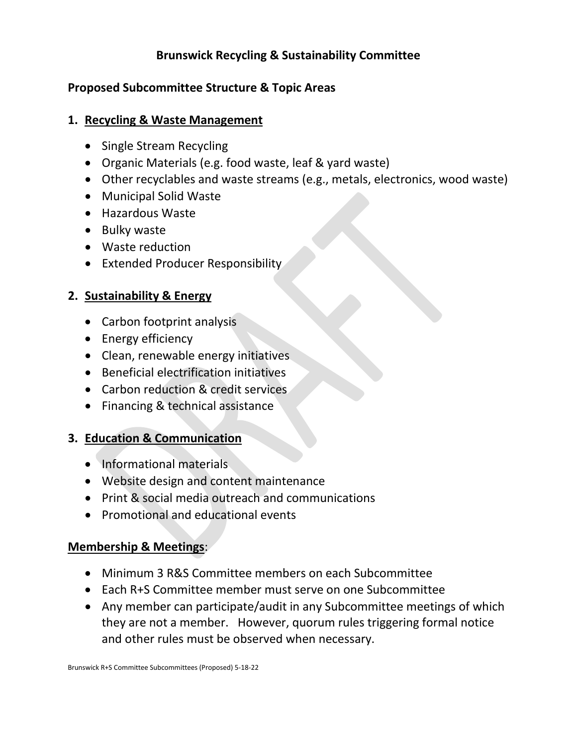# Brunswick Recycling & Sustainability Committee

## Proposed Subcommittee Structure & Topic Areas

### 1. Recycling & Waste Management

- Single Stream Recycling
- Organic Materials (e.g. food waste, leaf & yard waste)
- Other recyclables and waste streams (e.g., metals, electronics, wood waste)
- Municipal Solid Waste
- Hazardous Waste
- Bulky waste
- Waste reduction
- Extended Producer Responsibility

### 2. Sustainability & Energy

- Carbon footprint analysis
- Energy efficiency
- Clean, renewable energy initiatives
- Beneficial electrification initiatives
- Carbon reduction & credit services
- Financing & technical assistance

### 3. Education & Communication

- Informational materials
- Website design and content maintenance
- Print & social media outreach and communications
- Promotional and educational events

### Membership & Meetings:

- Minimum 3 R&S Committee members on each Subcommittee
- Each R+S Committee member must serve on one Subcommittee
- Any member can participate/audit in any Subcommittee meetings of which they are not a member. However, quorum rules triggering formal notice and other rules must be observed when necessary.

Brunswick R+S Committee Subcommittees (Proposed) 5-18-22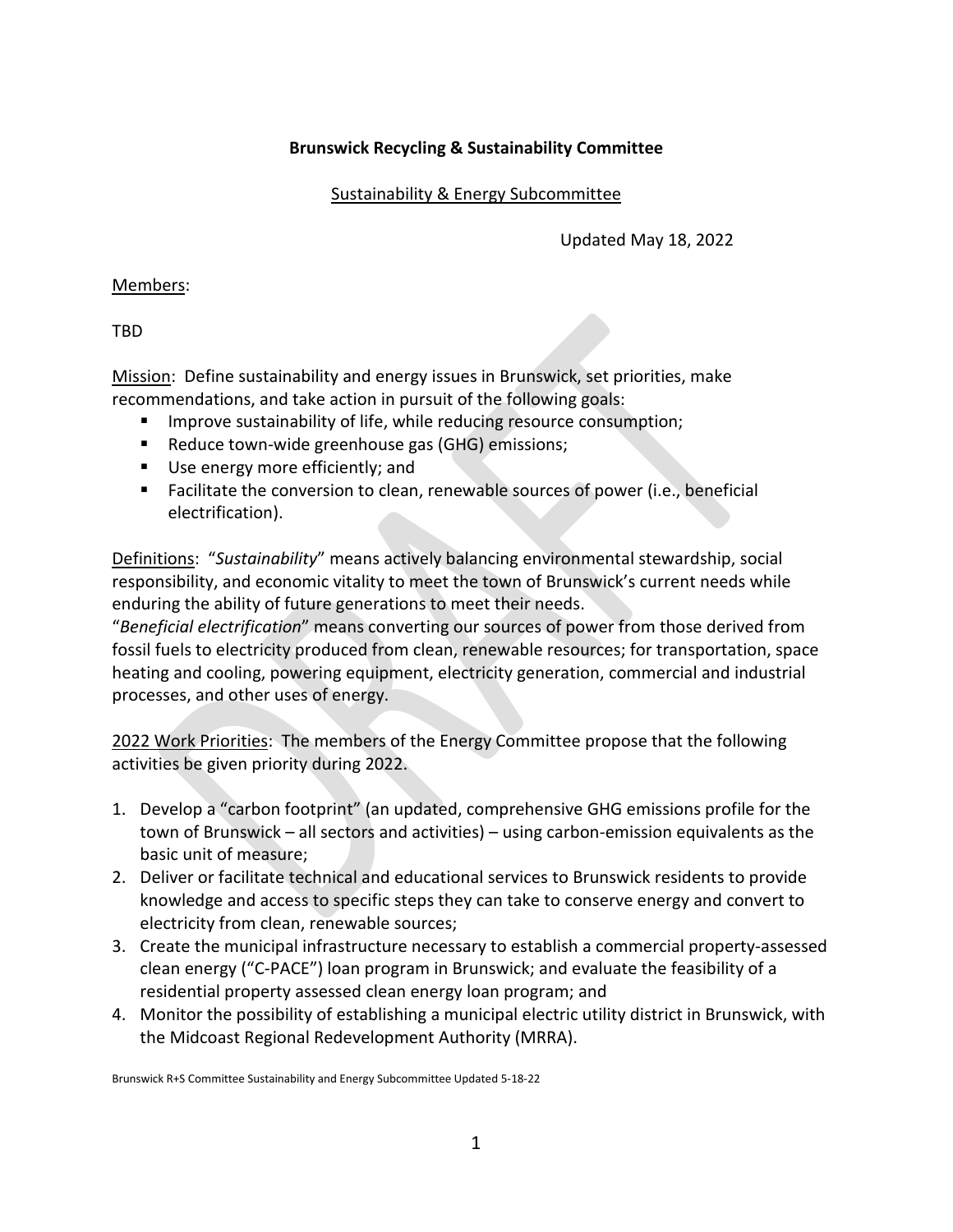**Brunswick Recycling & Sustainability Committee**

Sustainability & Energy Subcommittee

Updated May 18, 2022

Members:

TBD

Mission: Define sustainability and energy issues in Brunswick, set priorities, make recommendations, and take action in pursuit of the following goals:

- Improve sustainability of life, while reducing resource consumption;
- Reduce town-wide greenhouse gas (GHG) emissions;
- Use energy more efficiently; and
- Facilitate the conversion to clean, renewable sources of power (i.e., beneficial electrification).

Definitions: "*Sustainability*" means actively balancing environmental stewardship, social responsibility, and economic vitality to meet the town of Brunswick's current needs while enduring the ability of future generations to meet their needs.
"*Beneficial electrification*" means converting our sources of power from those derived from fossil fuels to electricity produced from clean, renewable resources; for transportation, space heating and cooling, powering equipment, electricity generation, commercial and industrial processes, and other uses of energy.

2022 Work Priorities: The members of the Energy Committee propose that the following activities be given priority during 2022.

1. Develop a "carbon footprint" (an updated, comprehensive GHG emissions profile for the town of Brunswick – all sectors and activities) – using carbon-emission equivalents as the basic unit of measure;
2. Deliver or facilitate technical and educational services to Brunswick residents to provide knowledge and access to specific steps they can take to conserve energy and convert to electricity from clean, renewable sources;
3. Create the municipal infrastructure necessary to establish a commercial property-assessed clean energy ("C-PACE") loan program in Brunswick; and evaluate the feasibility of a residential property assessed clean energy loan program; and
4. Monitor the possibility of establishing a municipal electric utility district in Brunswick, with the Midcoast Regional Redevelopment Authority (MRRA).